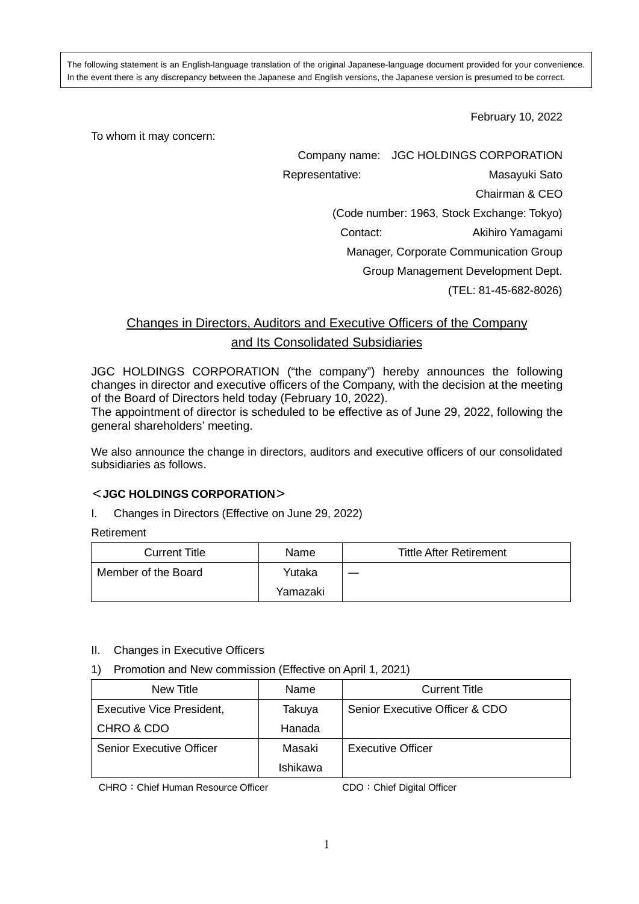The following statement is an English-language translation of the original Japanese-language document provided for your convenience. In the event there is any discrepancy between the Japanese and English versions, the Japanese version is presumed to be correct.

February 10, 2022

To whom it may concern:

Company name: JGC HOLDINGS CORPORATION
Representative: Masayuki Sato
Chairman & CEO
(Code number: 1963, Stock Exchange: Tokyo)
Contact: Akihiro Yamagami
Manager, Corporate Communication Group
Group Management Development Dept.
(TEL: 81-45-682-8026)

# Changes in Directors, Auditors and Executive Officers of the Company and Its Consolidated Subsidiaries

JGC HOLDINGS CORPORATION ("the company") hereby announces the following changes in director and executive officers of the Company, with the decision at the meeting of the Board of Directors held today (February 10, 2022).
The appointment of director is scheduled to be effective as of June 29, 2022, following the general shareholders' meeting.

We also announce the change in directors, auditors and executive officers of our consolidated subsidiaries as follows.

## ＜JGC HOLDINGS CORPORATION＞

I. Changes in Directors (Effective on June 29, 2022)

Retirement

| Current Title | Name | Tittle After Retirement |
|---|---|---|
| Member of the Board | Yutaka Yamazaki | ― |

II. Changes in Executive Officers

1) Promotion and New commission (Effective on April 1, 2021)

| New Title | Name | Current Title |
|---|---|---|
| Executive Vice President, CHRO & CDO | Takuya Hanada | Senior Executive Officer & CDO |
| Senior Executive Officer | Masaki Ishikawa | Executive Officer |

CHRO：Chief Human Resource Officer　　CDO：Chief Digital Officer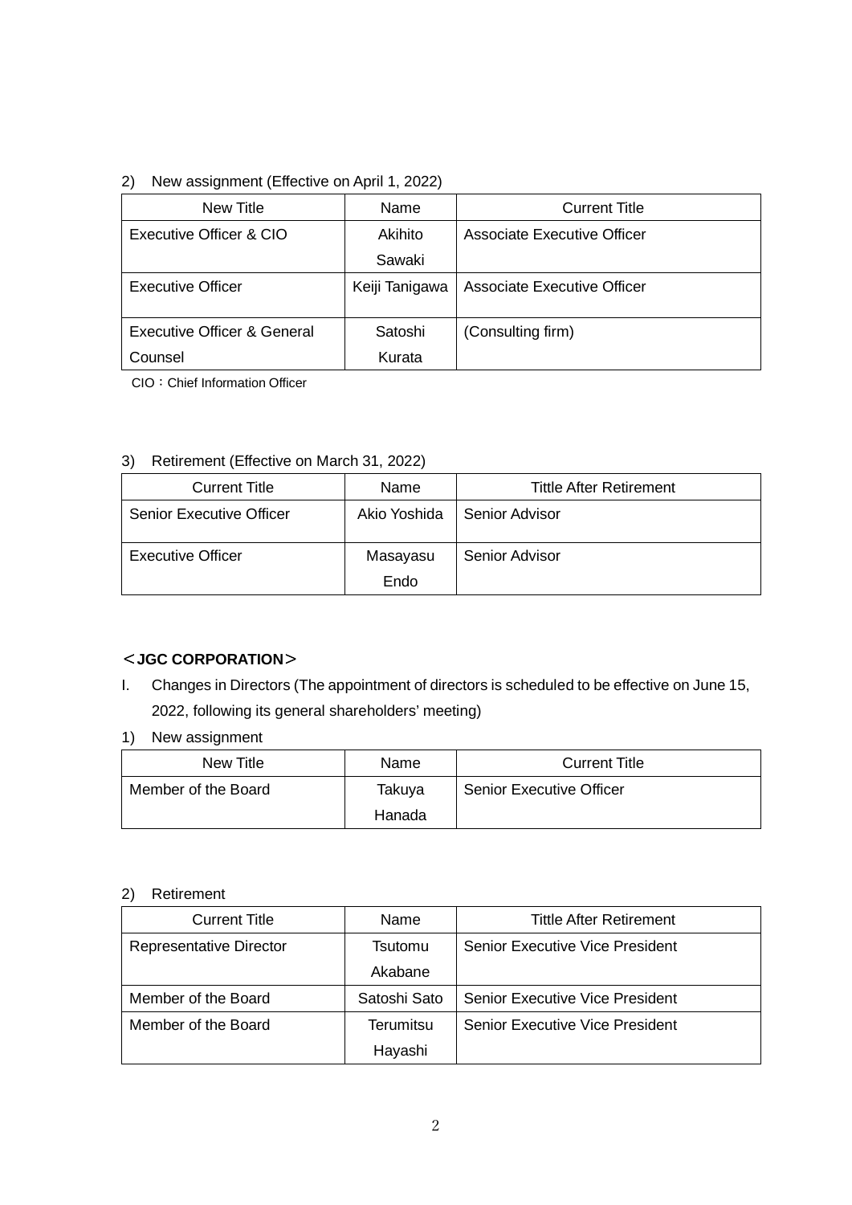2) New assignment (Effective on April 1, 2022)

| New Title | Name | Current Title |
|---|---|---|
| Executive Officer & CIO | Akihito Sawaki | Associate Executive Officer |
| Executive Officer | Keiji Tanigawa | Associate Executive Officer |
| Executive Officer & General Counsel | Satoshi Kurata | (Consulting firm) |

CIO：Chief Information Officer

3) Retirement (Effective on March 31, 2022)

| Current Title | Name | Tittle After Retirement |
|---|---|---|
| Senior Executive Officer | Akio Yoshida | Senior Advisor |
| Executive Officer | Masayasu Endo | Senior Advisor |

**＜JGC CORPORATION＞**

I. Changes in Directors (The appointment of directors is scheduled to be effective on June 15, 2022, following its general shareholders' meeting)

1) New assignment

| New Title | Name | Current Title |
|---|---|---|
| Member of the Board | Takuya Hanada | Senior Executive Officer |

2) Retirement

| Current Title | Name | Tittle After Retirement |
|---|---|---|
| Representative Director | Tsutomu Akabane | Senior Executive Vice President |
| Member of the Board | Satoshi Sato | Senior Executive Vice President |
| Member of the Board | Terumitsu Hayashi | Senior Executive Vice President |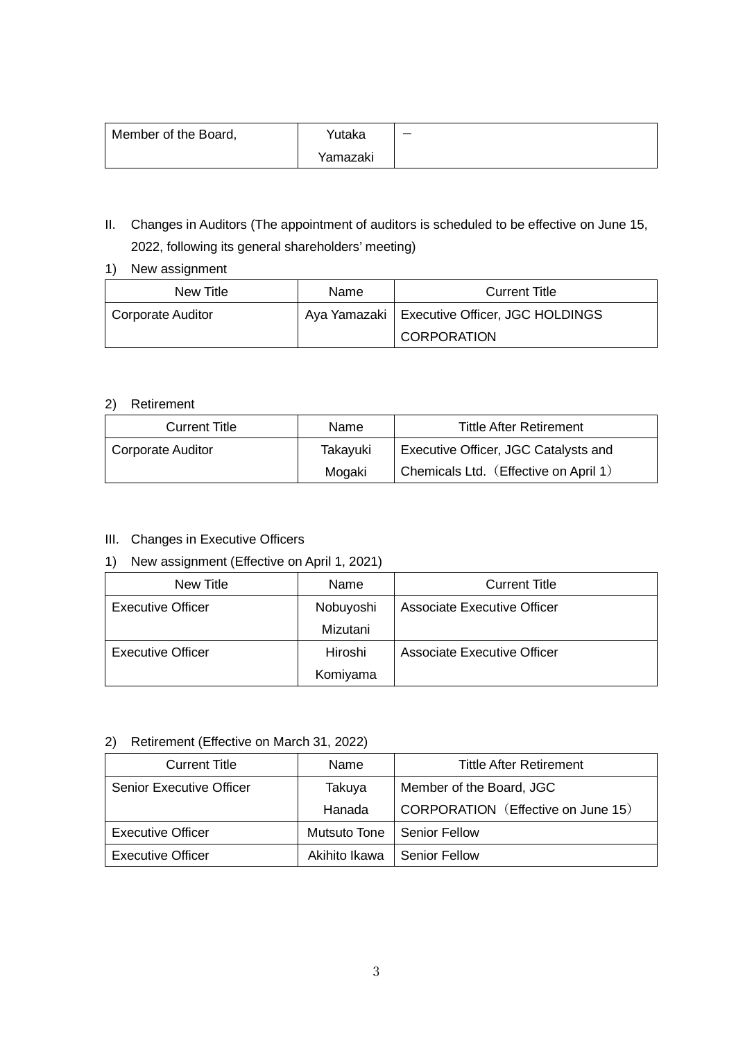| Member of the Board, | Yutaka Yamazaki | － |
|---|---|---|

II. Changes in Auditors (The appointment of auditors is scheduled to be effective on June 15, 2022, following its general shareholders' meeting)

1) New assignment

| New Title | Name | Current Title |
|---|---|---|
| Corporate Auditor | Aya Yamazaki | Executive Officer, JGC HOLDINGS CORPORATION |

2) Retirement

| Current Title | Name | Tittle After Retirement |
|---|---|---|
| Corporate Auditor | Takayuki Mogaki | Executive Officer, JGC Catalysts and Chemicals Ltd.（Effective on April 1） |

III. Changes in Executive Officers

1) New assignment (Effective on April 1, 2021)

| New Title | Name | Current Title |
|---|---|---|
| Executive Officer | Nobuyoshi Mizutani | Associate Executive Officer |
| Executive Officer | Hiroshi Komiyama | Associate Executive Officer |

2) Retirement (Effective on March 31, 2022)

| Current Title | Name | Tittle After Retirement |
|---|---|---|
| Senior Executive Officer | Takuya Hanada | Member of the Board, JGC CORPORATION（Effective on June 15） |
| Executive Officer | Mutsuto Tone | Senior Fellow |
| Executive Officer | Akihito Ikawa | Senior Fellow |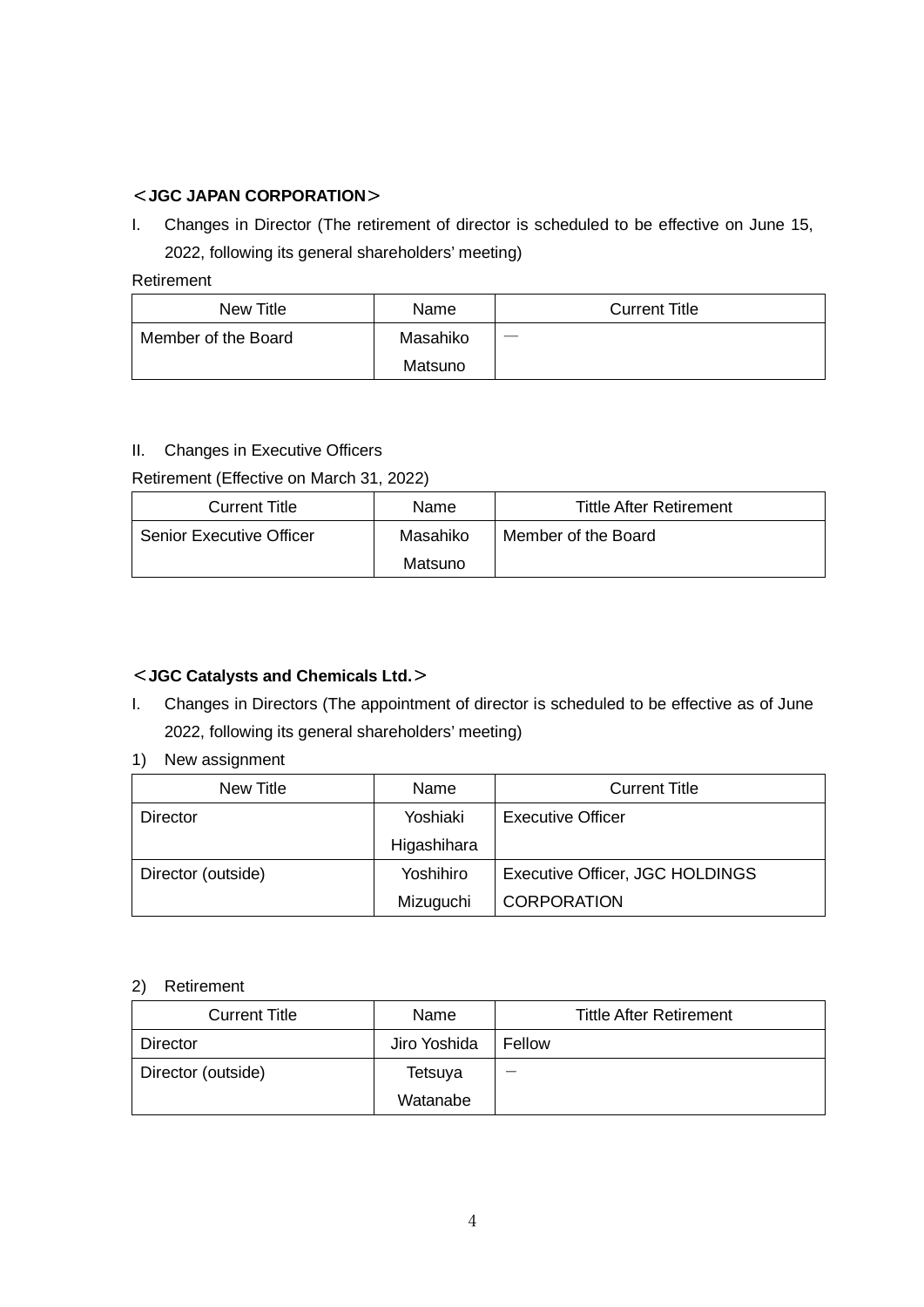**＜JGC JAPAN CORPORATION＞**

I. Changes in Director (The retirement of director is scheduled to be effective on June 15, 2022, following its general shareholders' meeting)

Retirement

| New Title | Name | Current Title |
|---|---|---|
| Member of the Board | Masahiko Matsuno | — |

II. Changes in Executive Officers

Retirement (Effective on March 31, 2022)

| Current Title | Name | Tittle After Retirement |
|---|---|---|
| Senior Executive Officer | Masahiko Matsuno | Member of the Board |

**＜JGC Catalysts and Chemicals Ltd.＞**

I. Changes in Directors (The appointment of director is scheduled to be effective as of June 2022, following its general shareholders' meeting)

1) New assignment

| New Title | Name | Current Title |
|---|---|---|
| Director | Yoshiaki Higashihara | Executive Officer |
| Director (outside) | Yoshihiro Mizuguchi | Executive Officer, JGC HOLDINGS CORPORATION |

2) Retirement

| Current Title | Name | Tittle After Retirement |
|---|---|---|
| Director | Jiro Yoshida | Fellow |
| Director (outside) | Tetsuya Watanabe | － |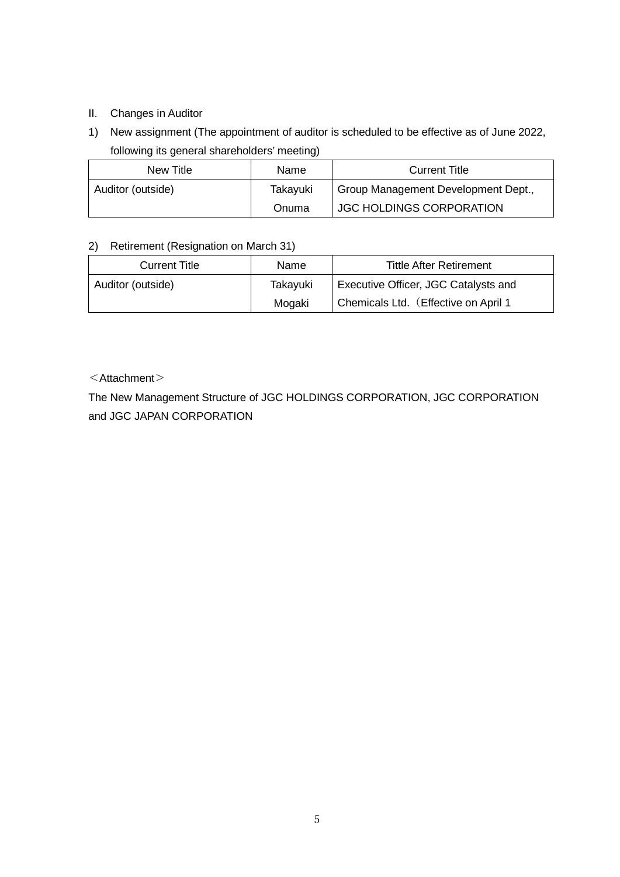II. Changes in Auditor

1) New assignment (The appointment of auditor is scheduled to be effective as of June 2022, following its general shareholders' meeting)

| New Title | Name | Current Title |
|---|---|---|
| Auditor (outside) | Takayuki Onuma | Group Management Development Dept., JGC HOLDINGS CORPORATION |

2) Retirement (Resignation on March 31)

| Current Title | Name | Tittle After Retirement |
|---|---|---|
| Auditor (outside) | Takayuki Mogaki | Executive Officer, JGC Catalysts and Chemicals Ltd.（Effective on April 1 |

＜Attachment＞

The New Management Structure of JGC HOLDINGS CORPORATION, JGC CORPORATION and JGC JAPAN CORPORATION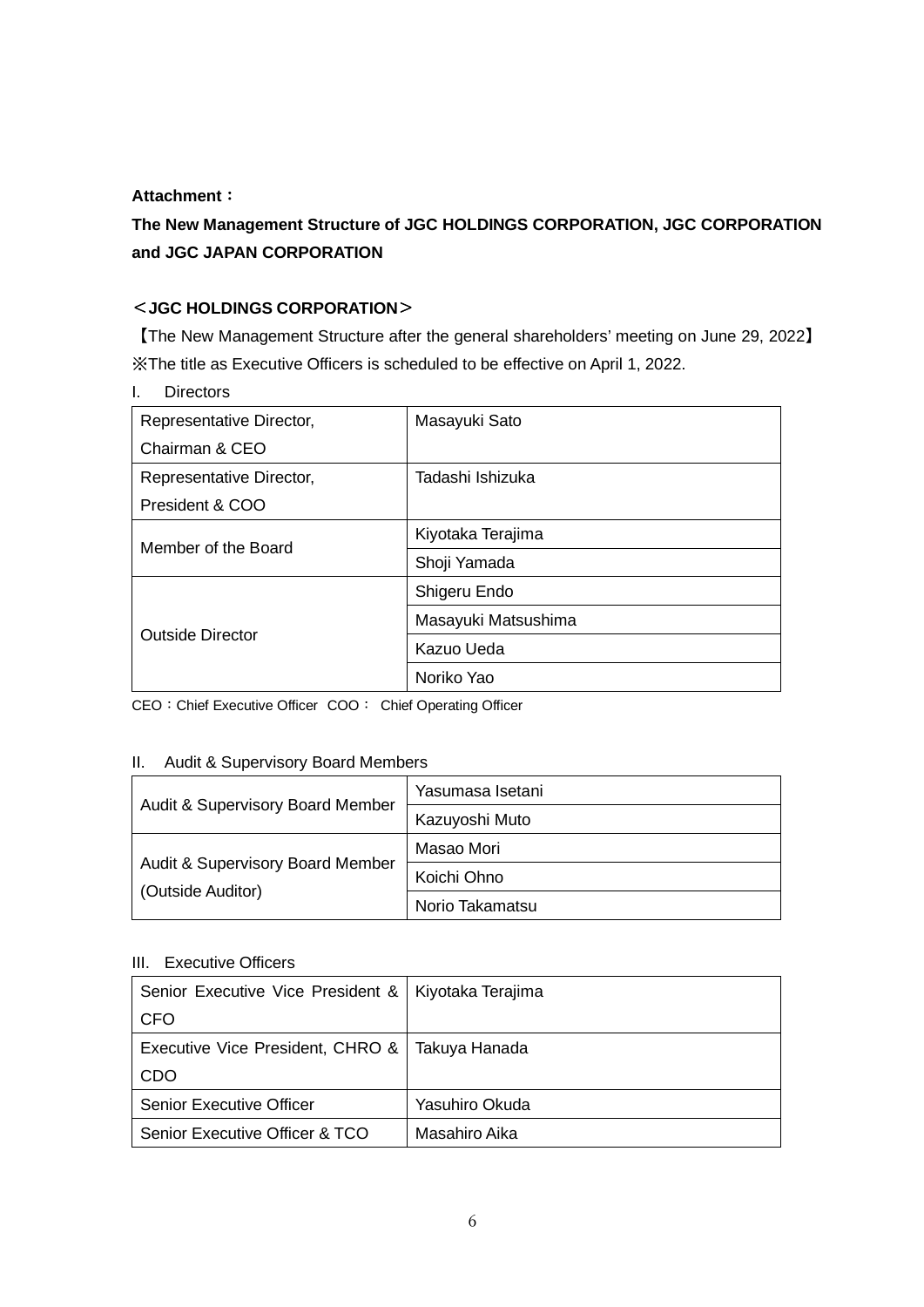**Attachment：**

**The New Management Structure of JGC HOLDINGS CORPORATION, JGC CORPORATION and JGC JAPAN CORPORATION**

**＜JGC HOLDINGS CORPORATION＞**

【The New Management Structure after the general shareholders' meeting on June 29, 2022】

※The title as Executive Officers is scheduled to be effective on April 1, 2022.

I. Directors

| | |
|---|---|
| Representative Director, Chairman & CEO | Masayuki Sato |
| Representative Director, President & COO | Tadashi Ishizuka |
| Member of the Board | Kiyotaka Terajima |
| | Shoji Yamada |
| Outside Director | Shigeru Endo |
| | Masayuki Matsushima |
| | Kazuo Ueda |
| | Noriko Yao |

CEO：Chief Executive Officer COO： Chief Operating Officer

II. Audit & Supervisory Board Members

| | |
|---|---|
| Audit & Supervisory Board Member | Yasumasa Isetani |
| | Kazuyoshi Muto |
| Audit & Supervisory Board Member (Outside Auditor) | Masao Mori |
| | Koichi Ohno |
| | Norio Takamatsu |

III. Executive Officers

| | |
|---|---|
| Senior Executive Vice President & CFO | Kiyotaka Terajima |
| Executive Vice President, CHRO & CDO | Takuya Hanada |
| Senior Executive Officer | Yasuhiro Okuda |
| Senior Executive Officer & TCO | Masahiro Aika |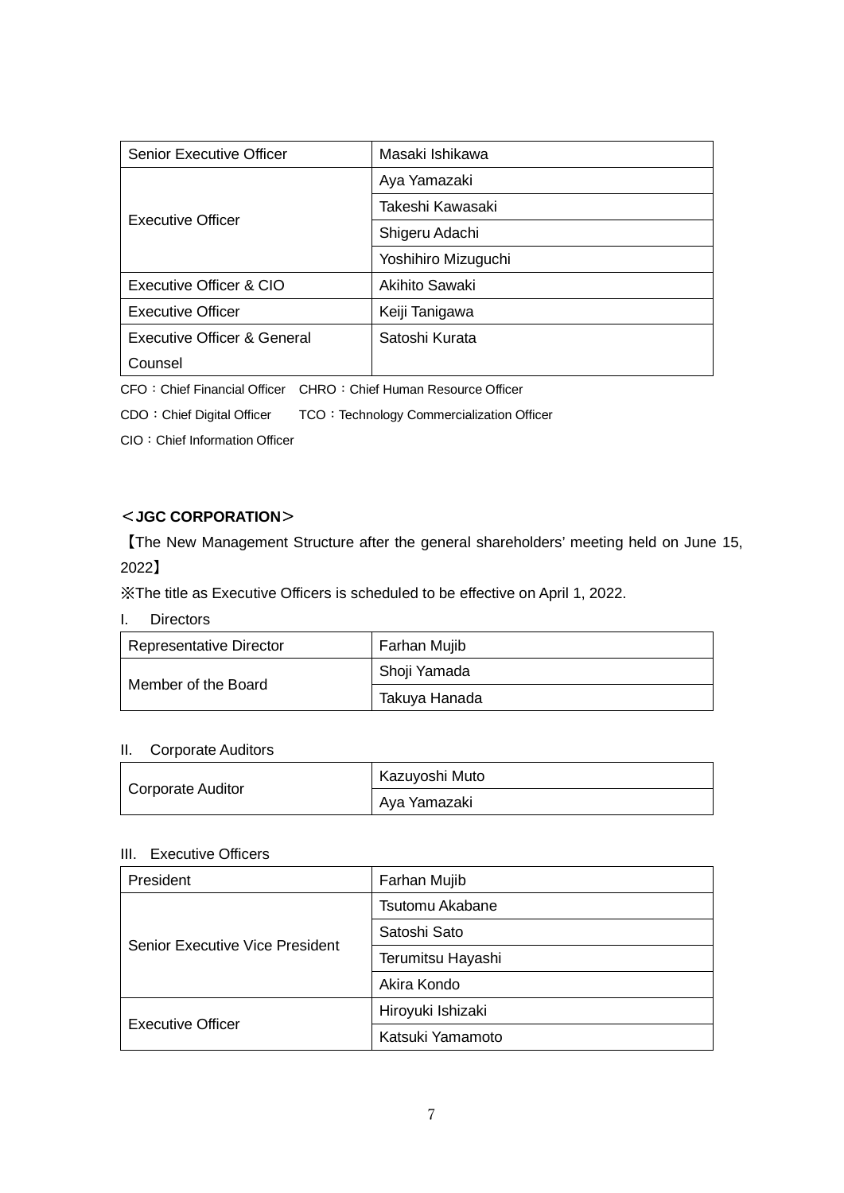| Senior Executive Officer | Masaki Ishikawa |
|---|---|
| Executive Officer | Aya Yamazaki |
| | Takeshi Kawasaki |
| | Shigeru Adachi |
| | Yoshihiro Mizuguchi |
| Executive Officer & CIO | Akihito Sawaki |
| Executive Officer | Keiji Tanigawa |
| Executive Officer & General Counsel | Satoshi Kurata |

CFO：Chief Financial Officer　CHRO：Chief Human Resource Officer

CDO：Chief Digital Officer　　TCO：Technology Commercialization Officer

CIO：Chief Information Officer

**＜JGC CORPORATION＞**

【The New Management Structure after the general shareholders' meeting held on June 15, 2022】

※The title as Executive Officers is scheduled to be effective on April 1, 2022.

I.　Directors

| Representative Director | Farhan Mujib |
|---|---|
| Member of the Board | Shoji Yamada |
| | Takuya Hanada |

II.　Corporate Auditors

| Corporate Auditor | Kazuyoshi Muto |
|---|---|
| | Aya Yamazaki |

III.　Executive Officers

| President | Farhan Mujib |
|---|---|
| Senior Executive Vice President | Tsutomu Akabane |
| | Satoshi Sato |
| | Terumitsu Hayashi |
| | Akira Kondo |
| Executive Officer | Hiroyuki Ishizaki |
| | Katsuki Yamamoto |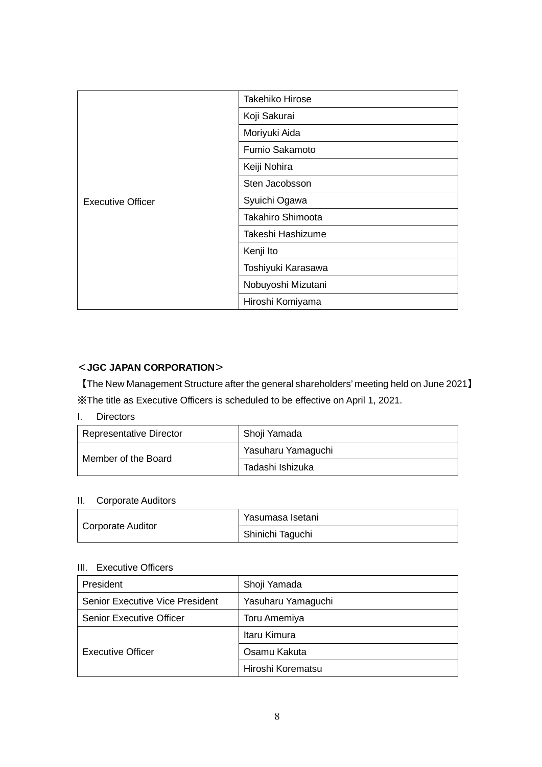| Executive Officer | Takehiko Hirose |
| --- | --- |
| | Koji Sakurai |
| | Moriyuki Aida |
| | Fumio Sakamoto |
| | Keiji Nohira |
| | Sten Jacobsson |
| | Syuichi Ogawa |
| | Takahiro Shimoota |
| | Takeshi Hashizume |
| | Kenji Ito |
| | Toshiyuki Karasawa |
| | Nobuyoshi Mizutani |
| | Hiroshi Komiyama |

**＜JGC JAPAN CORPORATION＞**

【The New Management Structure after the general shareholders' meeting held on June 2021】

※The title as Executive Officers is scheduled to be effective on April 1, 2021.

I. Directors

| Representative Director | Shoji Yamada |
| --- | --- |
| Member of the Board | Yasuharu Yamaguchi |
| | Tadashi Ishizuka |

II. Corporate Auditors

| Corporate Auditor | Yasumasa Isetani |
| --- | --- |
| | Shinichi Taguchi |

III. Executive Officers

| President | Shoji Yamada |
| --- | --- |
| Senior Executive Vice President | Yasuharu Yamaguchi |
| Senior Executive Officer | Toru Amemiya |
| Executive Officer | Itaru Kimura |
| | Osamu Kakuta |
| | Hiroshi Korematsu |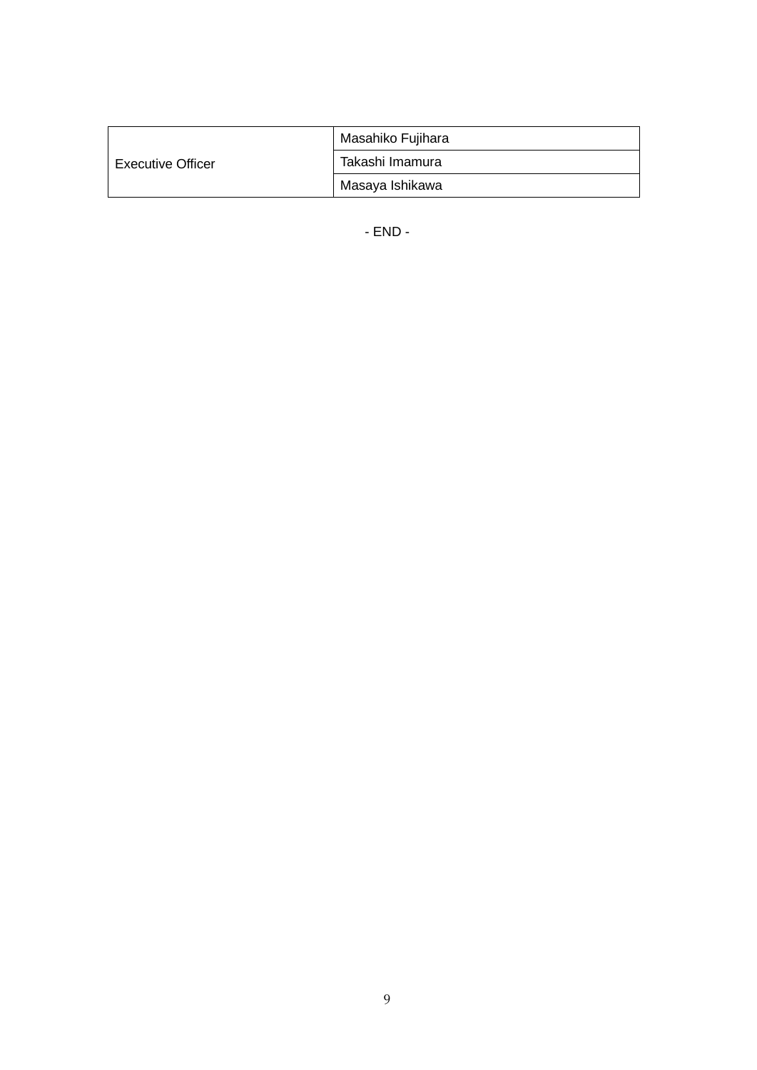| | |
|---|---|
| Executive Officer | Masahiko Fujihara |
| | Takashi Imamura |
| | Masaya Ishikawa |

- END -